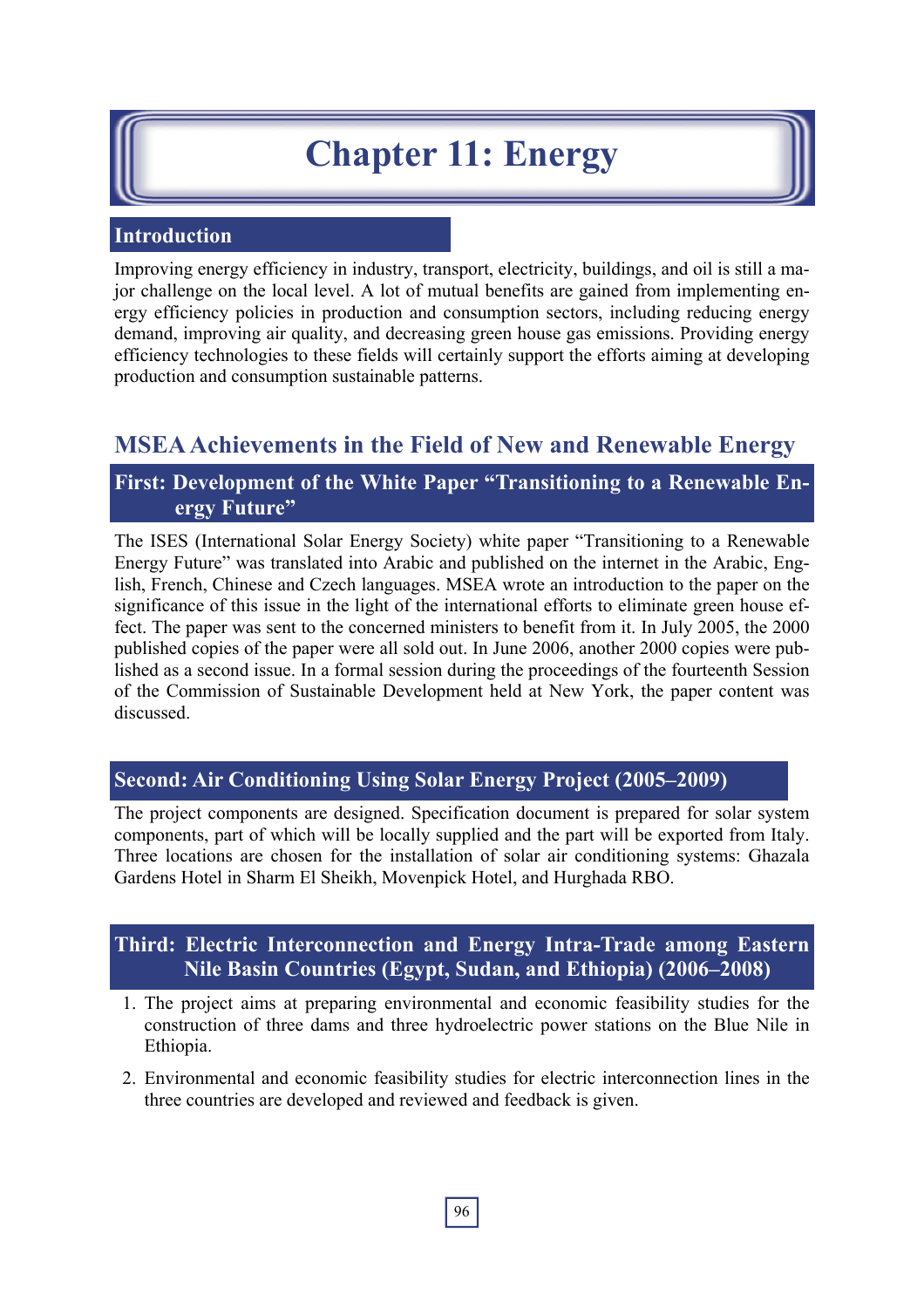# Chapter 11: Energy

## Introduction

Improving energy efficiency in industry, transport, electricity, buildings, and oil is still a major challenge on the local level. A lot of mutual benefits are gained from implementing energy efficiency policies in production and consumption sectors, including reducing energy demand, improving air quality, and decreasing green house gas emissions. Providing energy efficiency technologies to these fields will certainly support the efforts aiming at developing production and consumption sustainable patterns.

## MSEA Achievements in the Field of New and Renewable Energy

### First: Development of the White Paper "Transitioning to a Renewable Energy Future"

The ISES (International Solar Energy Society) white paper "Transitioning to a Renewable Energy Future" was translated into Arabic and published on the internet in the Arabic, English, French, Chinese and Czech languages. MSEA wrote an introduction to the paper on the significance of this issue in the light of the international efforts to eliminate green house effect. The paper was sent to the concerned ministers to benefit from it. In July 2005, the 2000 published copies of the paper were all sold out. In June 2006, another 2000 copies were published as a second issue. In a formal session during the proceedings of the fourteenth Session of the Commission of Sustainable Development held at New York, the paper content was discussed.

### Second: Air Conditioning Using Solar Energy Project (2005–2009)

The project components are designed. Specification document is prepared for solar system components, part of which will be locally supplied and the part will be exported from Italy. Three locations are chosen for the installation of solar air conditioning systems: Ghazala Gardens Hotel in Sharm El Sheikh, Movenpick Hotel, and Hurghada RBO.

### Third: Electric Interconnection and Energy Intra-Trade among Eastern Nile Basin Countries (Egypt, Sudan, and Ethiopia) (2006–2008)

1. The project aims at preparing environmental and economic feasibility studies for the construction of three dams and three hydroelectric power stations on the Blue Nile in Ethiopia.
2. Environmental and economic feasibility studies for electric interconnection lines in the three countries are developed and reviewed and feedback is given.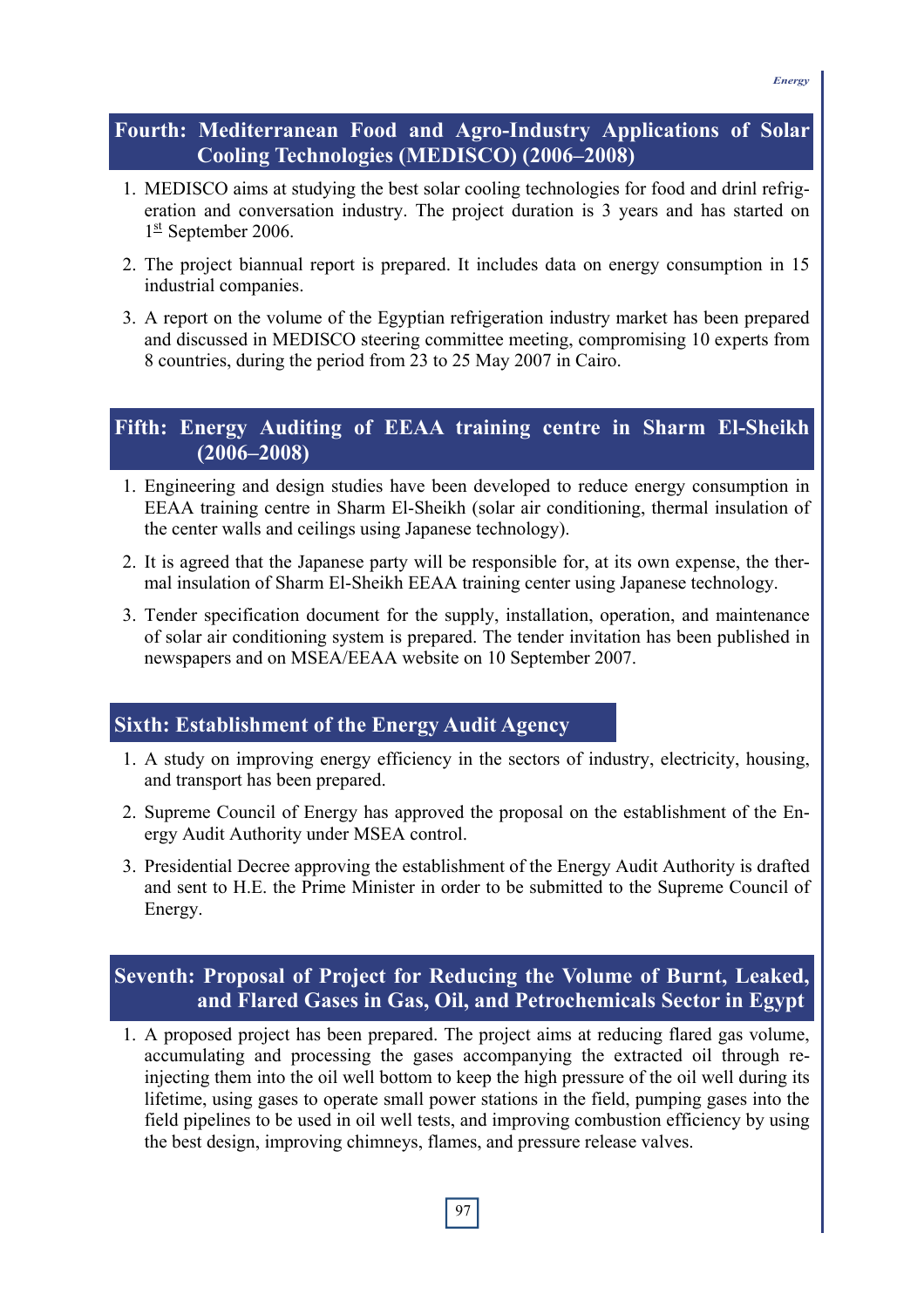## Fourth: Mediterranean Food and Agro-Industry Applications of Solar Cooling Technologies (MEDISCO) (2006–2008)

1. MEDISCO aims at studying the best solar cooling technologies for food and drinl refrigeration and conversation industry. The project duration is 3 years and has started on 1st September 2006.
2. The project biannual report is prepared. It includes data on energy consumption in 15 industrial companies.
3. A report on the volume of the Egyptian refrigeration industry market has been prepared and discussed in MEDISCO steering committee meeting, compromising 10 experts from 8 countries, during the period from 23 to 25 May 2007 in Cairo.

## Fifth: Energy Auditing of EEAA training centre in Sharm El-Sheikh (2006–2008)

1. Engineering and design studies have been developed to reduce energy consumption in EEAA training centre in Sharm El-Sheikh (solar air conditioning, thermal insulation of the center walls and ceilings using Japanese technology).
2. It is agreed that the Japanese party will be responsible for, at its own expense, the thermal insulation of Sharm El-Sheikh EEAA training center using Japanese technology.
3. Tender specification document for the supply, installation, operation, and maintenance of solar air conditioning system is prepared. The tender invitation has been published in newspapers and on MSEA/EEAA website on 10 September 2007.

## Sixth: Establishment of the Energy Audit Agency

1. A study on improving energy efficiency in the sectors of industry, electricity, housing, and transport has been prepared.
2. Supreme Council of Energy has approved the proposal on the establishment of the Energy Audit Authority under MSEA control.
3. Presidential Decree approving the establishment of the Energy Audit Authority is drafted and sent to H.E. the Prime Minister in order to be submitted to the Supreme Council of Energy.

## Seventh: Proposal of Project for Reducing the Volume of Burnt, Leaked, and Flared Gases in Gas, Oil, and Petrochemicals Sector in Egypt

1. A proposed project has been prepared. The project aims at reducing flared gas volume, accumulating and processing the gases accompanying the extracted oil through re-injecting them into the oil well bottom to keep the high pressure of the oil well during its lifetime, using gases to operate small power stations in the field, pumping gases into the field pipelines to be used in oil well tests, and improving combustion efficiency by using the best design, improving chimneys, flames, and pressure release valves.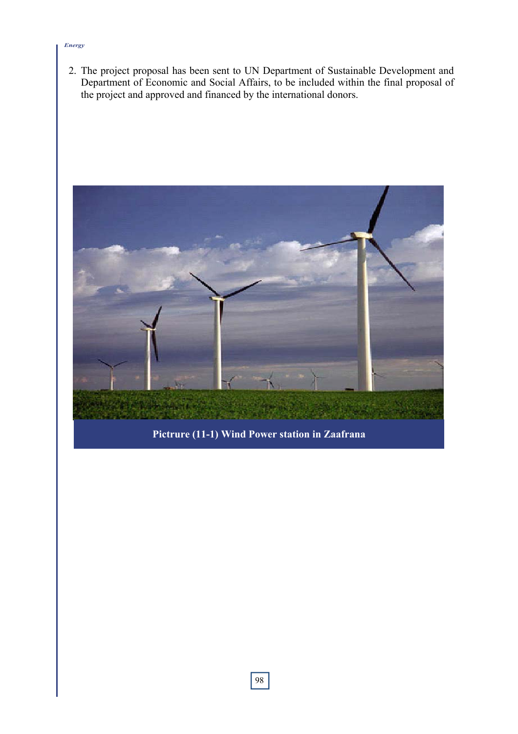2. The project proposal has been sent to UN Department of Sustainable Development and Department of Economic and Social Affairs, to be included within the final proposal of the project and approved and financed by the international donors.

**Pictrure (11-1) Wind Power station in Zaafrana**